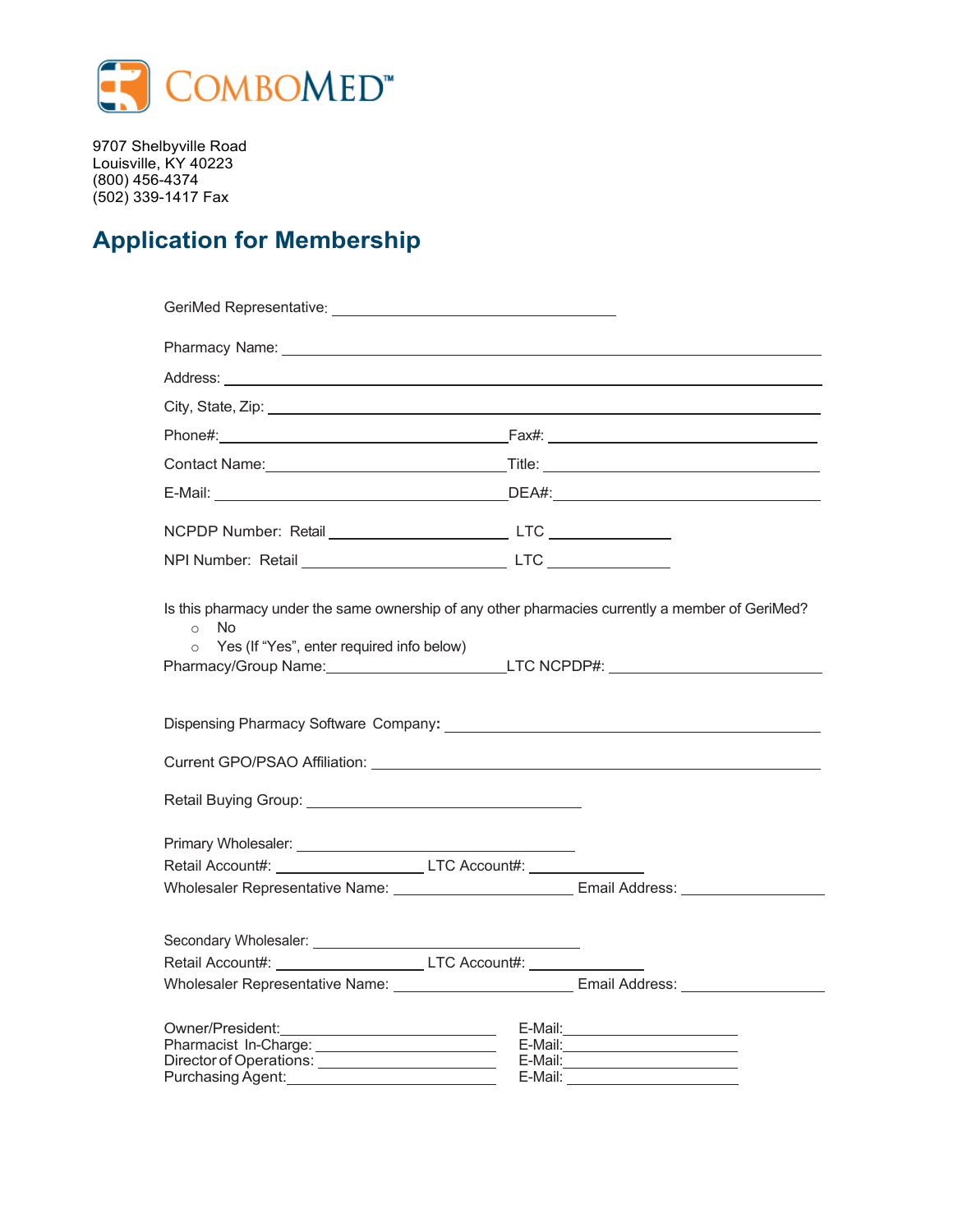COMBOMED™

9707 Shelbyville Road
Louisville, KY 40223
(800) 456-4374
(502) 339-1417 Fax

# Application for Membership

GeriMed Representative: ______________________________

Pharmacy Name: ______________________________

Address: ______________________________

City, State, Zip: ______________________________

Phone#: ______________________________ Fax#: ______________________________

Contact Name: ______________________________ Title: ______________________________

E-Mail: ______________________________ DEA#: ______________________________

NCPDP Number: Retail ____________________ LTC ______________

NPI Number: Retail ____________________ LTC ______________

Is this pharmacy under the same ownership of any other pharmacies currently a member of GeriMed?

- No
- Yes (If "Yes", enter required info below)

Pharmacy/Group Name: ____________________ LTC NCPDP#: ____________________

Dispensing Pharmacy Software Company: ______________________________

Current GPO/PSAO Affiliation: ______________________________

Retail Buying Group: ______________________________

Primary Wholesaler: ______________________________

Retail Account#: ________________ LTC Account#: ______________

Wholesaler Representative Name: ____________________ Email Address: ________________

Secondary Wholesaler: ______________________________

Retail Account#: ________________ LTC Account#: ______________

Wholesaler Representative Name: ____________________ Email Address: ________________

Owner/President: ____________________ E-Mail: ____________________

Pharmacist In-Charge: ____________________ E-Mail: ____________________

Director of Operations: ____________________ E-Mail: ____________________

Purchasing Agent: ____________________ E-Mail: ____________________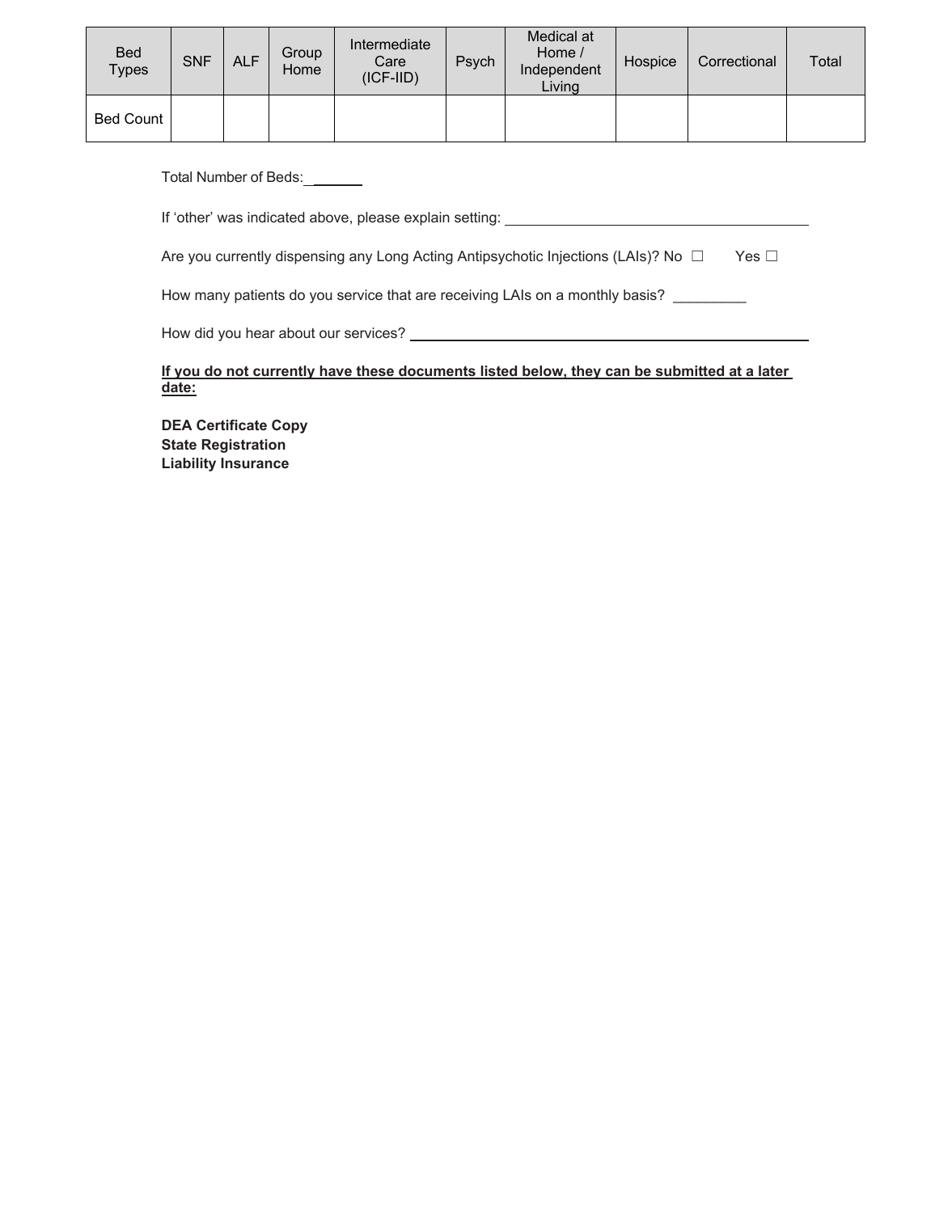| Bed Types | SNF | ALF | Group Home | Intermediate Care (ICF-IID) | Psych | Medical at Home / Independent Living | Hospice | Correctional | Total |
|---|---|---|---|---|---|---|---|---|---|
| Bed Count | | | | | | | | | |

Total Number of Beds: ______

If 'other' was indicated above, please explain setting: ________________________________________

Are you currently dispensing any Long Acting Antipsychotic Injections (LAIs)? No ☐ Yes ☐

How many patients do you service that are receiving LAIs on a monthly basis? _________

How did you hear about our services? ________________________________________________

**If you do not currently have these documents listed below, they can be submitted at a later date:**

**DEA Certificate Copy**
**State Registration**
**Liability Insurance**